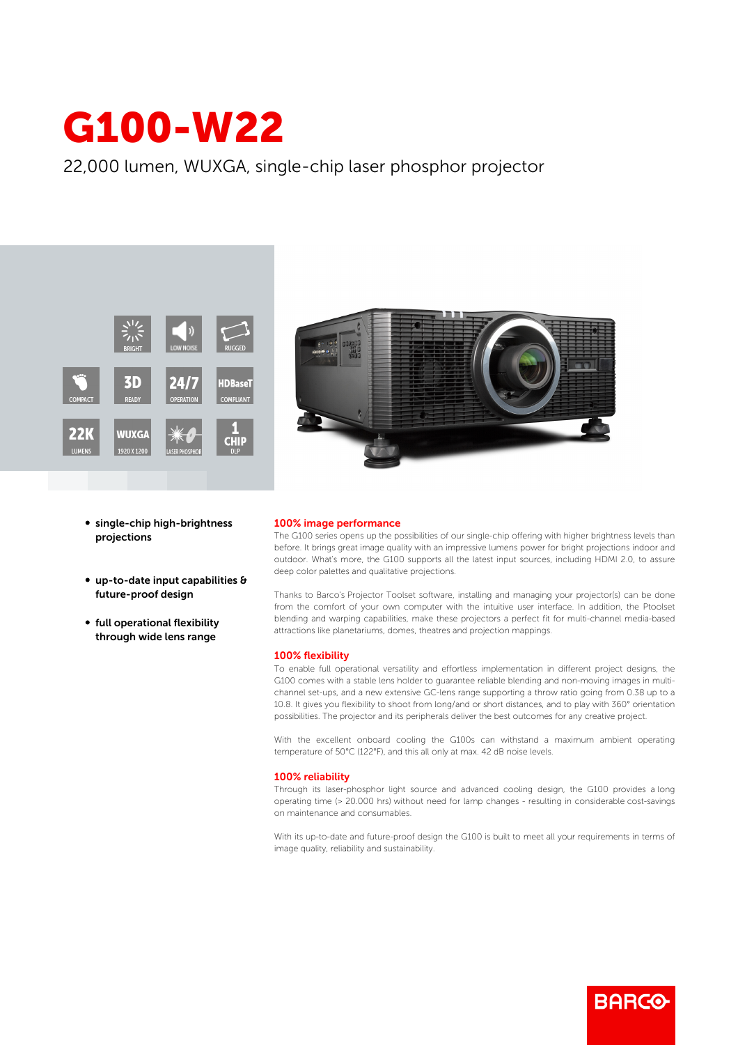# G100-W22

22,000 lumen, WUXGA, single-chip laser phosphor projector

- **single-chip high-brightness projections**
- **up-to-date input capabilities & future-proof design**
- **full operational flexibility through wide lens range**

## 100% image performance

The G100 series opens up the possibilities of our single-chip offering with higher brightness levels than before. It brings great image quality with an impressive lumens power for bright projections indoor and outdoor. What's more, the G100 supports all the latest input sources, including HDMI 2.0, to assure deep color palettes and qualitative projections.

Thanks to Barco's Projector Toolset software, installing and managing your projector(s) can be done from the comfort of your own computer with the intuitive user interface. In addition, the Ptoolset blending and warping capabilities, make these projectors a perfect fit for multi-channel media-based attractions like planetariums, domes, theatres and projection mappings.

## 100% flexibility

To enable full operational versatility and effortless implementation in different project designs, the G100 comes with a stable lens holder to guarantee reliable blending and non-moving images in multi-channel set-ups, and a new extensive GC-lens range supporting a throw ratio going from 0.38 up to a 10.8. It gives you flexibility to shoot from long/and or short distances, and to play with 360° orientation possibilities. The projector and its peripherals deliver the best outcomes for any creative project.

With the excellent onboard cooling the G100s can withstand a maximum ambient operating temperature of 50°C (122°F), and this all only at max. 42 dB noise levels.

## 100% reliability

Through its laser-phosphor light source and advanced cooling design, the G100 provides a long operating time (> 20.000 hrs) without need for lamp changes - resulting in considerable cost-savings on maintenance and consumables.

With its up-to-date and future-proof design the G100 is built to meet all your requirements in terms of image quality, reliability and sustainability.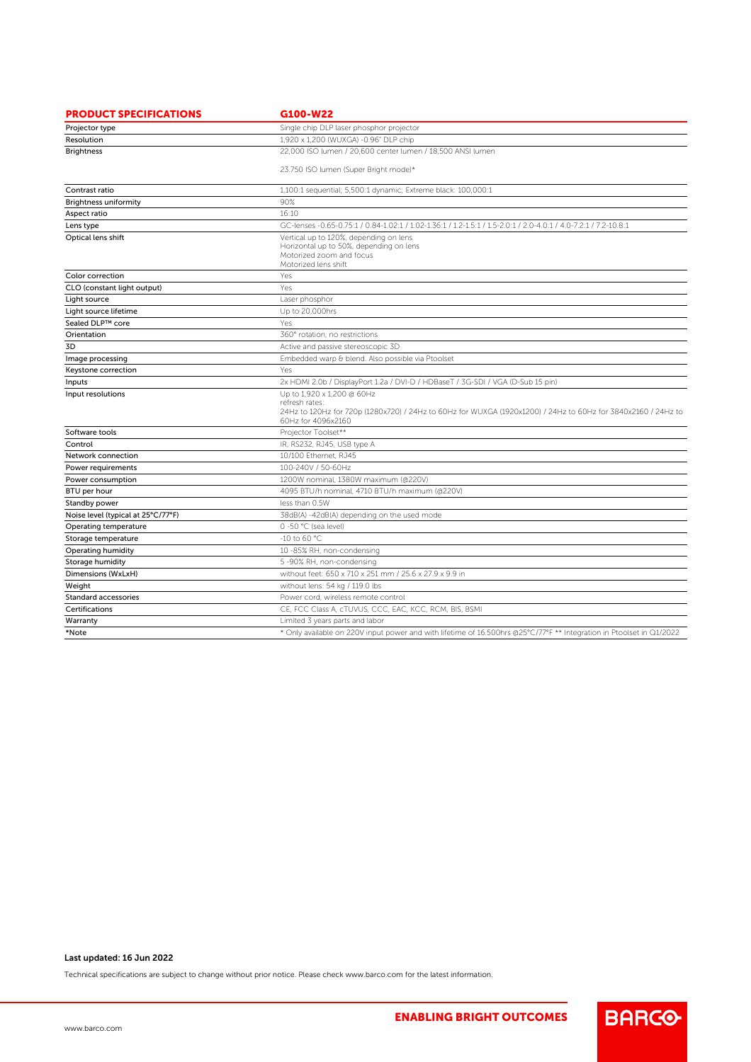| PRODUCT SPECIFICATIONS | G100-W22 |
|---|---|
| Projector type | Single chip DLP laser phosphor projector |
| Resolution | 1,920 x 1,200 (WUXGA) -0.96" DLP chip |
| Brightness | 22,000 ISO lumen / 20,600 center lumen / 18,500 ANSI lumen<br><br>23.750 ISO lumen (Super Bright mode)* |
| Contrast ratio | 1,100:1 sequential; 5,500:1 dynamic; Extreme black: 100,000:1 |
| Brightness uniformity | 90% |
| Aspect ratio | 16:10 |
| Lens type | GC-lenses -0.65-0.75:1 / 0.84-1.02:1 / 1.02-1.36:1 / 1.2-1.5:1 / 1.5-2.0:1 / 2.0-4.0:1 / 4.0-7.2:1 / 7.2-10.8:1 |
| Optical lens shift | Vertical up to 120%, depending on lens<br>Horizontal up to 50%, depending on lens<br>Motorized zoom and focus<br>Motorized lens shift |
| Color correction | Yes |
| CLO (constant light output) | Yes |
| Light source | Laser phosphor |
| Light source lifetime | Up to 20,000hrs |
| Sealed DLP™ core | Yes |
| Orientation | 360° rotation, no restrictions |
| 3D | Active and passive stereoscopic 3D |
| Image processing | Embedded warp & blend. Also possible via Ptoolset |
| Keystone correction | Yes |
| Inputs | 2x HDMI 2.0b / DisplayPort 1.2a / DVI-D / HDBaseT / 3G-SDI / VGA (D-Sub 15 pin) |
| Input resolutions | Up to 1,920 x 1,200 @ 60Hz<br>refresh rates:<br>24Hz to 120Hz for 720p (1280x720) / 24Hz to 60Hz for WUXGA (1920x1200) / 24Hz to 60Hz for 3840x2160 / 24Hz to 60Hz for 4096x2160 |
| Software tools | Projector Toolset** |
| Control | IR, RS232, RJ45, USB type A |
| Network connection | 10/100 Ethernet, RJ45 |
| Power requirements | 100-240V / 50-60Hz |
| Power consumption | 1200W nominal, 1380W maximum (@220V) |
| BTU per hour | 4095 BTU/h nominal, 4710 BTU/h maximum (@220V) |
| Standby power | less than 0.5W |
| Noise level (typical at 25°C/77°F) | 38dB(A) -42dB(A) depending on the used mode |
| Operating temperature | 0 -50 °C (sea level) |
| Storage temperature | -10 to 60 °C |
| Operating humidity | 10 -85% RH, non-condensing |
| Storage humidity | 5 -90% RH, non-condensing |
| Dimensions (WxLxH) | without feet: 650 x 710 x 251 mm / 25.6 x 27.9 x 9.9 in |
| Weight | without lens: 54 kg / 119.0 lbs |
| Standard accessories | Power cord, wireless remote control |
| Certifications | CE, FCC Class A, cTUVUS, CCC, EAC, KCC, RCM, BIS, BSMI |
| Warranty | Limited 3 years parts and labor |
| *Note | * Only available on 220V input power and with lifetime of 16.500hrs @25°C/77°F ** Integration in Ptoolset in Q1/2022 |

**Last updated: 16 Jun 2022**

Technical specifications are subject to change without prior notice. Please check www.barco.com for the latest information.

ENABLING BRIGHT OUTCOMES

BARCO

www.barco.com